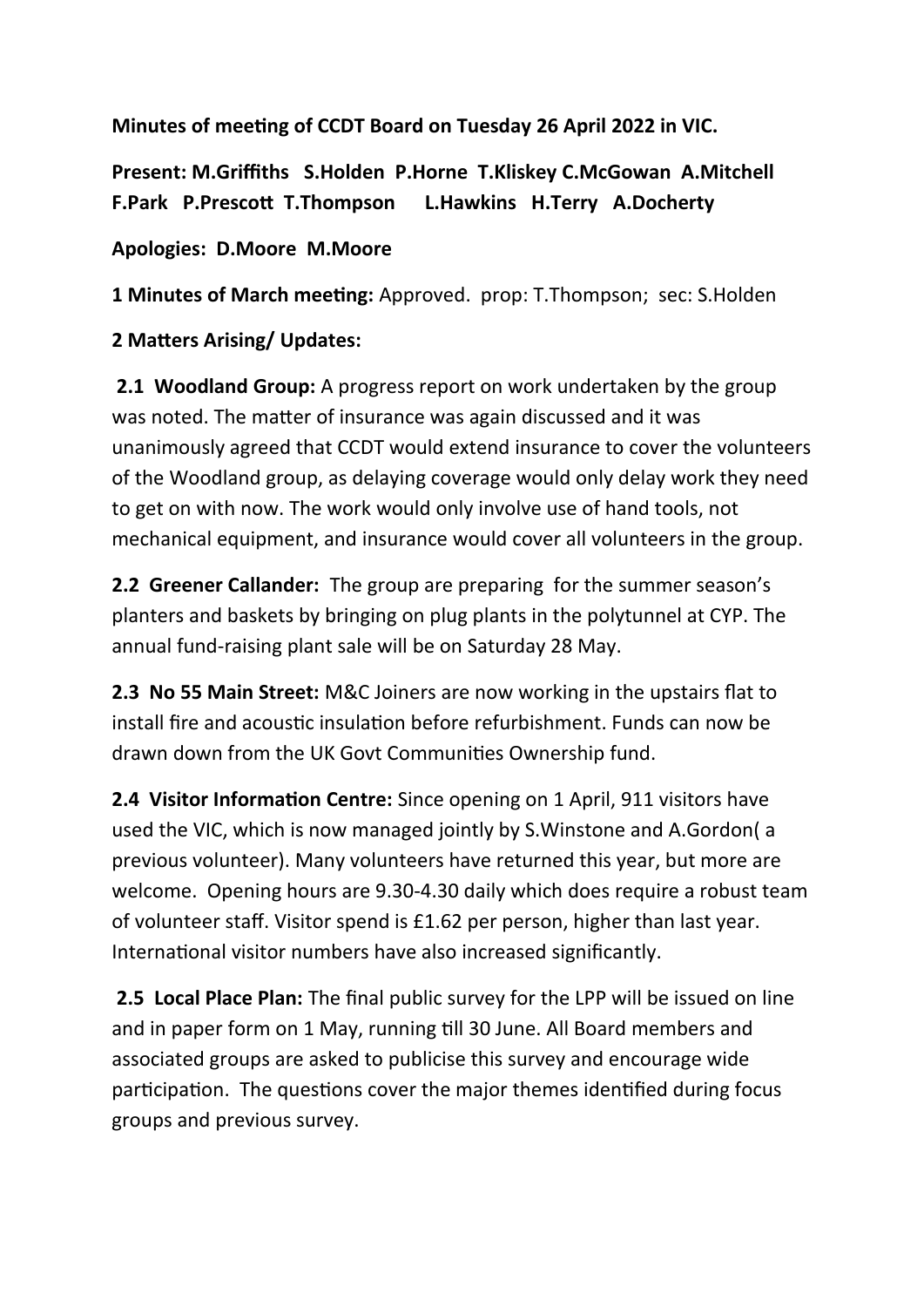**Minutes of meeting of CCDT Board on Tuesday 26 April 2022 in VIC.**

**Present: M.Griffiths S.Holden P.Horne T.Kliskey C.McGowan A.Mitchell F.Park P.Prescott T.Thompson L.Hawkins H.Terry A.Docherty**

**Apologies: D.Moore M.Moore**

**1 Minutes of March meeting:** Approved. prop: T.Thompson; sec: S.Holden

**2 Matters Arising/ Updates:**

**2.1 Woodland Group:** A progress report on work undertaken by the group was noted. The matter of insurance was again discussed and it was unanimously agreed that CCDT would extend insurance to cover the volunteers of the Woodland group, as delaying coverage would only delay work they need to get on with now. The work would only involve use of hand tools, not mechanical equipment, and insurance would cover all volunteers in the group.

**2.2 Greener Callander:** The group are preparing for the summer season's planters and baskets by bringing on plug plants in the polytunnel at CYP. The annual fund-raising plant sale will be on Saturday 28 May.

**2.3 No 55 Main Street:** M&C Joiners are now working in the upstairs flat to install fire and acoustic insulation before refurbishment. Funds can now be drawn down from the UK Govt Communities Ownership fund.

**2.4 Visitor Information Centre:** Since opening on 1 April, 911 visitors have used the VIC, which is now managed jointly by S.Winstone and A.Gordon( a previous volunteer). Many volunteers have returned this year, but more are welcome. Opening hours are 9.30-4.30 daily which does require a robust team of volunteer staff. Visitor spend is £1.62 per person, higher than last year. International visitor numbers have also increased significantly.

**2.5 Local Place Plan:** The final public survey for the LPP will be issued on line and in paper form on 1 May, running till 30 June. All Board members and associated groups are asked to publicise this survey and encourage wide participation. The questions cover the major themes identified during focus groups and previous survey.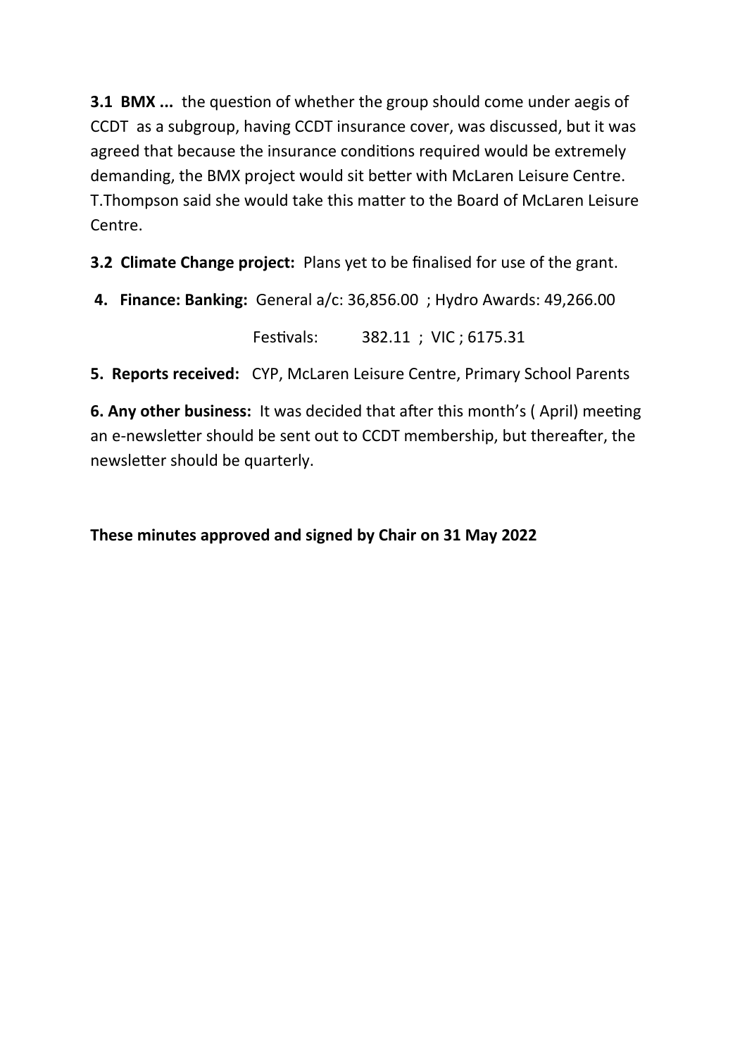**3.1 BMX ...** the question of whether the group should come under aegis of CCDT as a subgroup, having CCDT insurance cover, was discussed, but it was agreed that because the insurance conditions required would be extremely demanding, the BMX project would sit better with McLaren Leisure Centre. T.Thompson said she would take this matter to the Board of McLaren Leisure Centre.

**3.2 Climate Change project:** Plans yet to be finalised for use of the grant.

**4. Finance: Banking:** General a/c: 36,856.00 ; Hydro Awards: 49,266.00

Festivals: 382.11 ; VIC ; 6175.31

**5. Reports received:** CYP, McLaren Leisure Centre, Primary School Parents

**6. Any other business:** It was decided that after this month's ( April) meeting an e-newsletter should be sent out to CCDT membership, but thereafter, the newsletter should be quarterly.

**These minutes approved and signed by Chair on 31 May 2022**